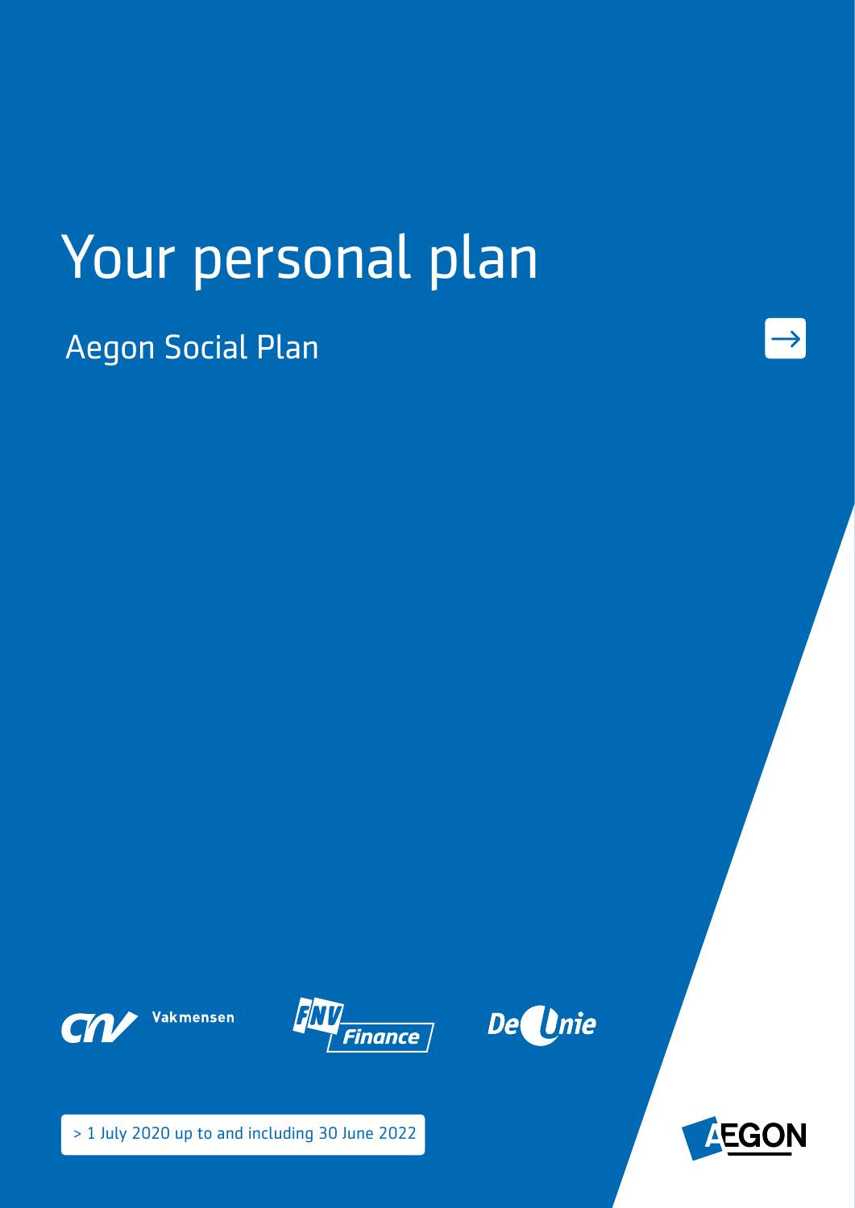# Your personal plan

## Aegon Social Plan

CNV Vakmensen

FNV Finance

De Unie

> 1 July 2020 up to and including 30 June 2022

AEGON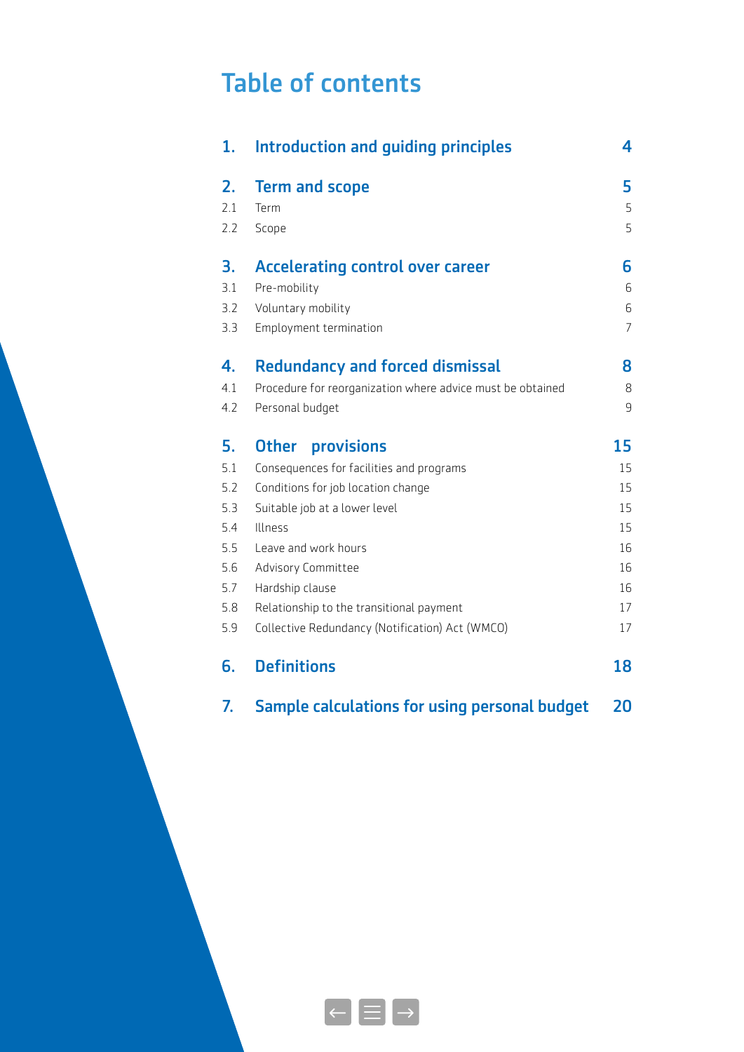# Table of contents

| | | |
|---|---|---|
| **1.** | **Introduction and guiding principles** | **4** |
| **2.** | **Term and scope** | **5** |
| 2.1 | Term | 5 |
| 2.2 | Scope | 5 |
| **3.** | **Accelerating control over career** | **6** |
| 3.1 | Pre-mobility | 6 |
| 3.2 | Voluntary mobility | 6 |
| 3.3 | Employment termination | 7 |
| **4.** | **Redundancy and forced dismissal** | **8** |
| 4.1 | Procedure for reorganization where advice must be obtained | 8 |
| 4.2 | Personal budget | 9 |
| **5.** | **Other provisions** | **15** |
| 5.1 | Consequences for facilities and programs | 15 |
| 5.2 | Conditions for job location change | 15 |
| 5.3 | Suitable job at a lower level | 15 |
| 5.4 | Illness | 15 |
| 5.5 | Leave and work hours | 16 |
| 5.6 | Advisory Committee | 16 |
| 5.7 | Hardship clause | 16 |
| 5.8 | Relationship to the transitional payment | 17 |
| 5.9 | Collective Redundancy (Notification) Act (WMCO) | 17 |
| **6.** | **Definitions** | **18** |
| **7.** | **Sample calculations for using personal budget** | **20** |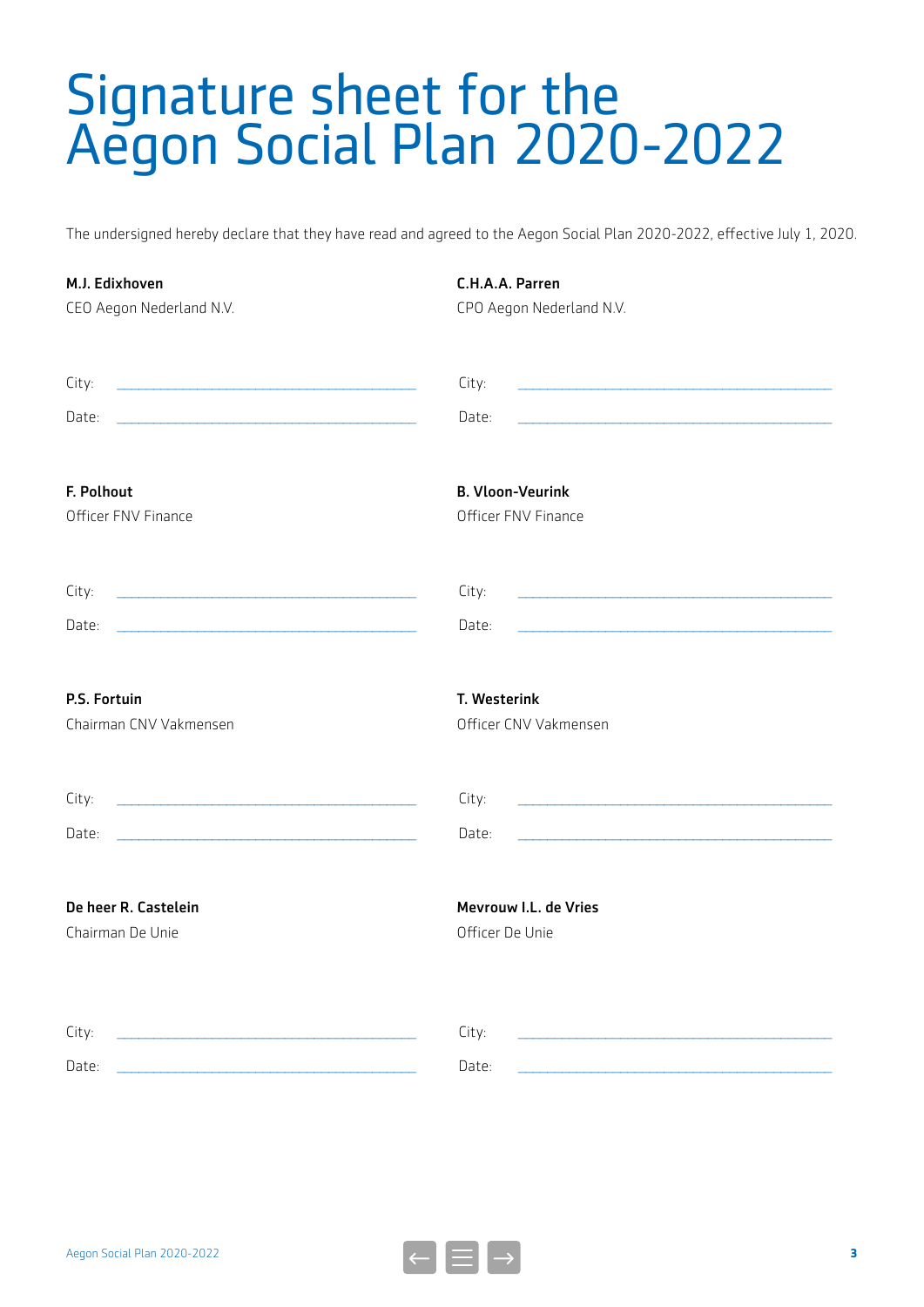# Signature sheet for the Aegon Social Plan 2020-2022

The undersigned hereby declare that they have read and agreed to the Aegon Social Plan 2020-2022, effective July 1, 2020.

**M.J. Edixhoven**
CEO Aegon Nederland N.V.

City: ______________________________

Date: ______________________________

**C.H.A.A. Parren**
CPO Aegon Nederland N.V.

City: ______________________________

Date: ______________________________

**F. Polhout**
Officer FNV Finance

City: ______________________________

Date: ______________________________

**B. Vloon-Veurink**
Officer FNV Finance

City: ______________________________

Date: ______________________________

**P.S. Fortuin**
Chairman CNV Vakmensen

City: ______________________________

Date: ______________________________

**T. Westerink**
Officer CNV Vakmensen

City: ______________________________

Date: ______________________________

**De heer R. Castelein**
Chairman De Unie

City: ______________________________

Date: ______________________________

**Mevrouw I.L. de Vries**
Officer De Unie

City: ______________________________

Date: ______________________________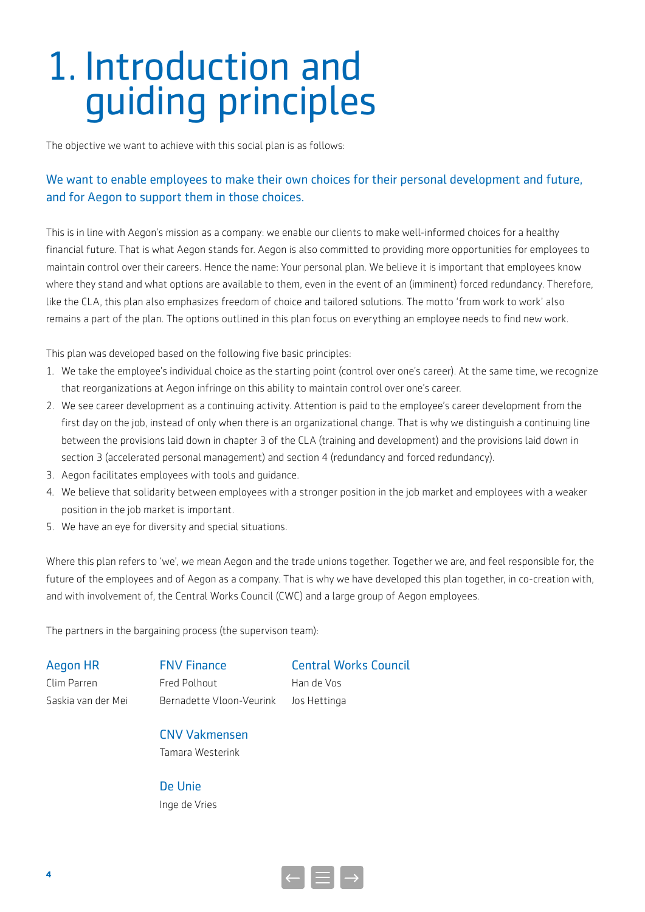# 1. Introduction and guiding principles

The objective we want to achieve with this social plan is as follows:

We want to enable employees to make their own choices for their personal development and future, and for Aegon to support them in those choices.

This is in line with Aegon's mission as a company: we enable our clients to make well-informed choices for a healthy financial future. That is what Aegon stands for. Aegon is also committed to providing more opportunities for employees to maintain control over their careers. Hence the name: Your personal plan. We believe it is important that employees know where they stand and what options are available to them, even in the event of an (imminent) forced redundancy. Therefore, like the CLA, this plan also emphasizes freedom of choice and tailored solutions. The motto 'from work to work' also remains a part of the plan. The options outlined in this plan focus on everything an employee needs to find new work.

This plan was developed based on the following five basic principles:

1. We take the employee's individual choice as the starting point (control over one's career). At the same time, we recognize that reorganizations at Aegon infringe on this ability to maintain control over one's career.
2. We see career development as a continuing activity. Attention is paid to the employee's career development from the first day on the job, instead of only when there is an organizational change. That is why we distinguish a continuing line between the provisions laid down in chapter 3 of the CLA (training and development) and the provisions laid down in section 3 (accelerated personal management) and section 4 (redundancy and forced redundancy).
3. Aegon facilitates employees with tools and guidance.
4. We believe that solidarity between employees with a stronger position in the job market and employees with a weaker position in the job market is important.
5. We have an eye for diversity and special situations.

Where this plan refers to 'we', we mean Aegon and the trade unions together. Together we are, and feel responsible for, the future of the employees and of Aegon as a company. That is why we have developed this plan together, in co-creation with, and with involvement of, the Central Works Council (CWC) and a large group of Aegon employees.

The partners in the bargaining process (the supervison team):

**Aegon HR**
Clim Parren
Saskia van der Mei

**FNV Finance**
Fred Polhout
Bernadette Vloon-Veurink

**Central Works Council**
Han de Vos
Jos Hettinga

**CNV Vakmensen**
Tamara Westerink

**De Unie**
Inge de Vries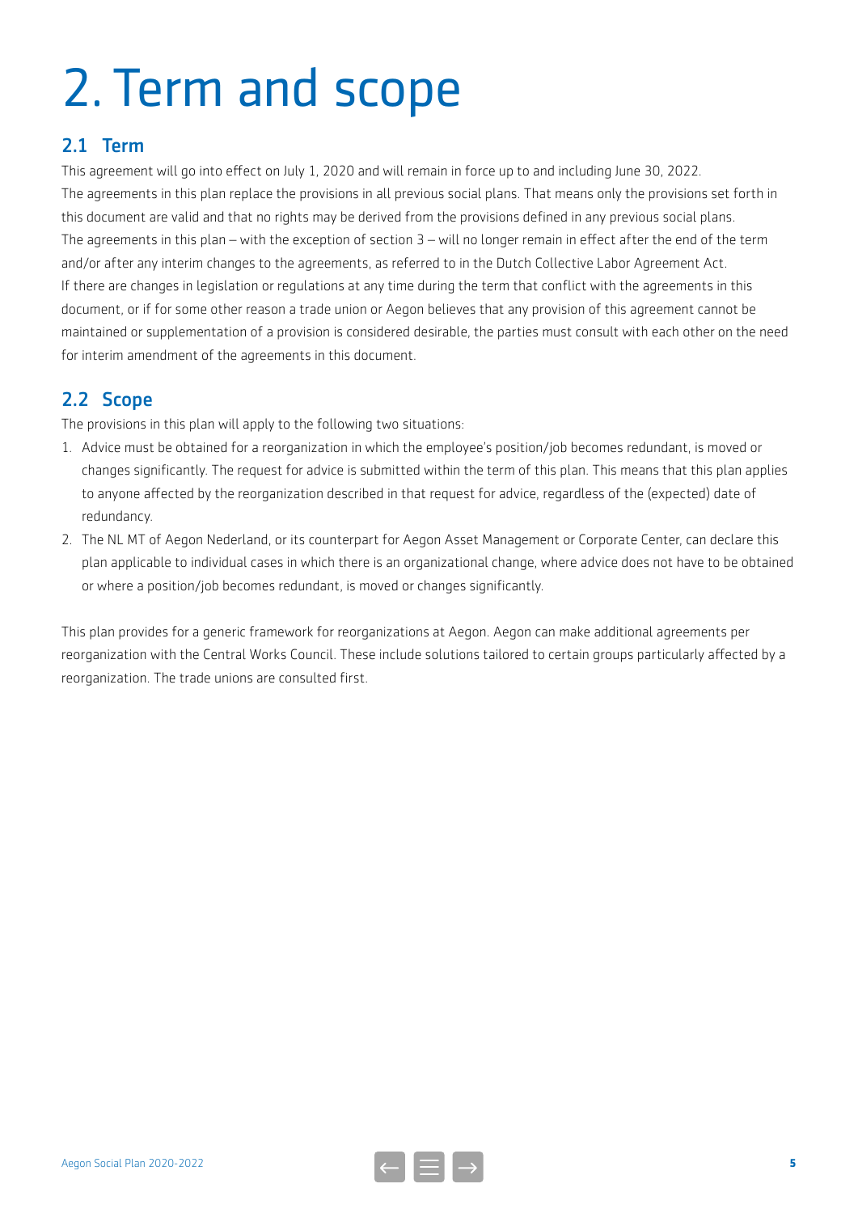# 2. Term and scope

## 2.1 Term

This agreement will go into effect on July 1, 2020 and will remain in force up to and including June 30, 2022.
The agreements in this plan replace the provisions in all previous social plans. That means only the provisions set forth in this document are valid and that no rights may be derived from the provisions defined in any previous social plans.
The agreements in this plan – with the exception of section 3 – will no longer remain in effect after the end of the term and/or after any interim changes to the agreements, as referred to in the Dutch Collective Labor Agreement Act.
If there are changes in legislation or regulations at any time during the term that conflict with the agreements in this document, or if for some other reason a trade union or Aegon believes that any provision of this agreement cannot be maintained or supplementation of a provision is considered desirable, the parties must consult with each other on the need for interim amendment of the agreements in this document.

## 2.2 Scope

The provisions in this plan will apply to the following two situations:

1. Advice must be obtained for a reorganization in which the employee's position/job becomes redundant, is moved or changes significantly. The request for advice is submitted within the term of this plan. This means that this plan applies to anyone affected by the reorganization described in that request for advice, regardless of the (expected) date of redundancy.
2. The NL MT of Aegon Nederland, or its counterpart for Aegon Asset Management or Corporate Center, can declare this plan applicable to individual cases in which there is an organizational change, where advice does not have to be obtained or where a position/job becomes redundant, is moved or changes significantly.

This plan provides for a generic framework for reorganizations at Aegon. Aegon can make additional agreements per reorganization with the Central Works Council. These include solutions tailored to certain groups particularly affected by a reorganization. The trade unions are consulted first.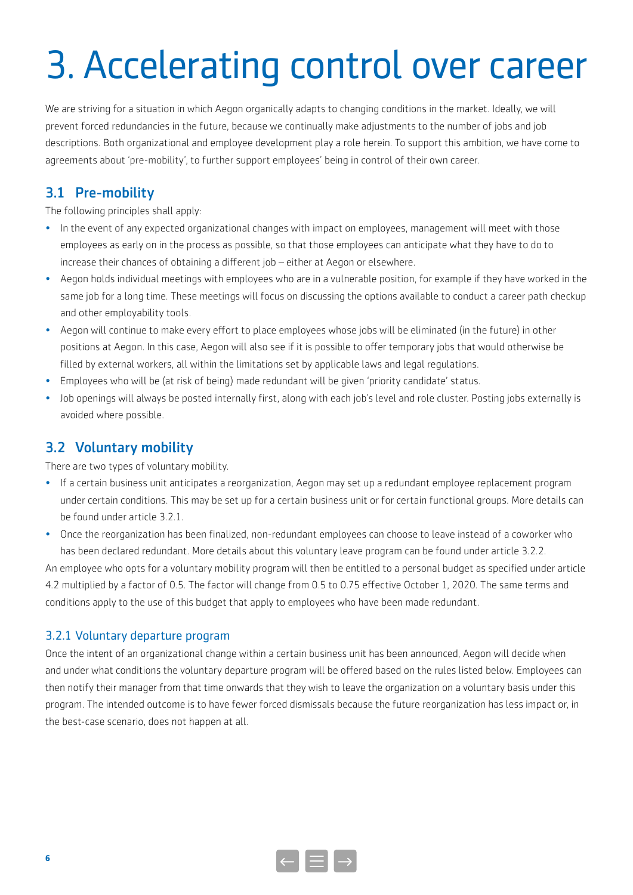# 3. Accelerating control over career

We are striving for a situation in which Aegon organically adapts to changing conditions in the market. Ideally, we will prevent forced redundancies in the future, because we continually make adjustments to the number of jobs and job descriptions. Both organizational and employee development play a role herein. To support this ambition, we have come to agreements about 'pre-mobility', to further support employees' being in control of their own career.

## 3.1 Pre-mobility

The following principles shall apply:

- In the event of any expected organizational changes with impact on employees, management will meet with those employees as early on in the process as possible, so that those employees can anticipate what they have to do to increase their chances of obtaining a different job – either at Aegon or elsewhere.
- Aegon holds individual meetings with employees who are in a vulnerable position, for example if they have worked in the same job for a long time. These meetings will focus on discussing the options available to conduct a career path checkup and other employability tools.
- Aegon will continue to make every effort to place employees whose jobs will be eliminated (in the future) in other positions at Aegon. In this case, Aegon will also see if it is possible to offer temporary jobs that would otherwise be filled by external workers, all within the limitations set by applicable laws and legal regulations.
- Employees who will be (at risk of being) made redundant will be given 'priority candidate' status.
- Job openings will always be posted internally first, along with each job's level and role cluster. Posting jobs externally is avoided where possible.

## 3.2 Voluntary mobility

There are two types of voluntary mobility.

- If a certain business unit anticipates a reorganization, Aegon may set up a redundant employee replacement program under certain conditions. This may be set up for a certain business unit or for certain functional groups. More details can be found under article 3.2.1.
- Once the reorganization has been finalized, non-redundant employees can choose to leave instead of a coworker who has been declared redundant. More details about this voluntary leave program can be found under article 3.2.2.

An employee who opts for a voluntary mobility program will then be entitled to a personal budget as specified under article 4.2 multiplied by a factor of 0.5. The factor will change from 0.5 to 0.75 effective October 1, 2020. The same terms and conditions apply to the use of this budget that apply to employees who have been made redundant.

### 3.2.1 Voluntary departure program

Once the intent of an organizational change within a certain business unit has been announced, Aegon will decide when and under what conditions the voluntary departure program will be offered based on the rules listed below. Employees can then notify their manager from that time onwards that they wish to leave the organization on a voluntary basis under this program. The intended outcome is to have fewer forced dismissals because the future reorganization has less impact or, in the best-case scenario, does not happen at all.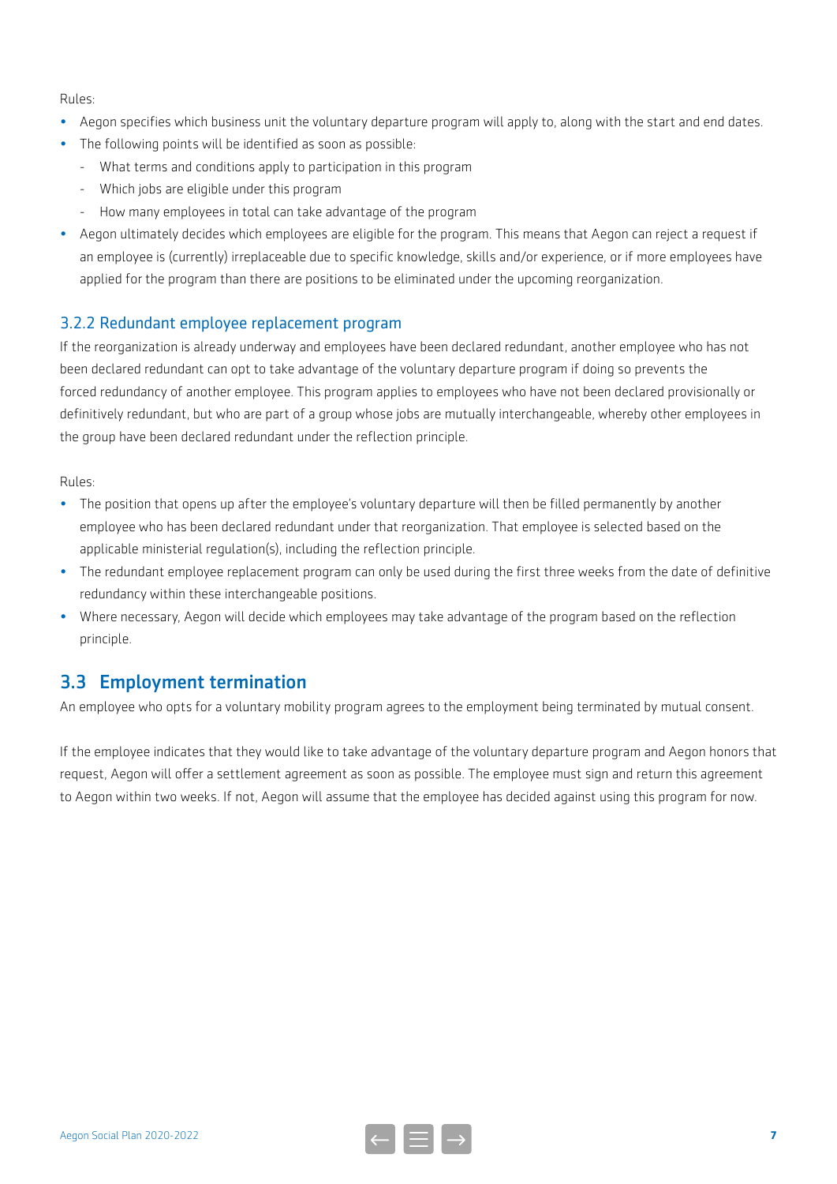Rules:

- Aegon specifies which business unit the voluntary departure program will apply to, along with the start and end dates.
- The following points will be identified as soon as possible:
  - What terms and conditions apply to participation in this program
  - Which jobs are eligible under this program
  - How many employees in total can take advantage of the program
- Aegon ultimately decides which employees are eligible for the program. This means that Aegon can reject a request if an employee is (currently) irreplaceable due to specific knowledge, skills and/or experience, or if more employees have applied for the program than there are positions to be eliminated under the upcoming reorganization.

### 3.2.2 Redundant employee replacement program

If the reorganization is already underway and employees have been declared redundant, another employee who has not been declared redundant can opt to take advantage of the voluntary departure program if doing so prevents the forced redundancy of another employee. This program applies to employees who have not been declared provisionally or definitively redundant, but who are part of a group whose jobs are mutually interchangeable, whereby other employees in the group have been declared redundant under the reflection principle.

Rules:

- The position that opens up after the employee's voluntary departure will then be filled permanently by another employee who has been declared redundant under that reorganization. That employee is selected based on the applicable ministerial regulation(s), including the reflection principle.
- The redundant employee replacement program can only be used during the first three weeks from the date of definitive redundancy within these interchangeable positions.
- Where necessary, Aegon will decide which employees may take advantage of the program based on the reflection principle.

## 3.3 Employment termination

An employee who opts for a voluntary mobility program agrees to the employment being terminated by mutual consent.

If the employee indicates that they would like to take advantage of the voluntary departure program and Aegon honors that request, Aegon will offer a settlement agreement as soon as possible. The employee must sign and return this agreement to Aegon within two weeks. If not, Aegon will assume that the employee has decided against using this program for now.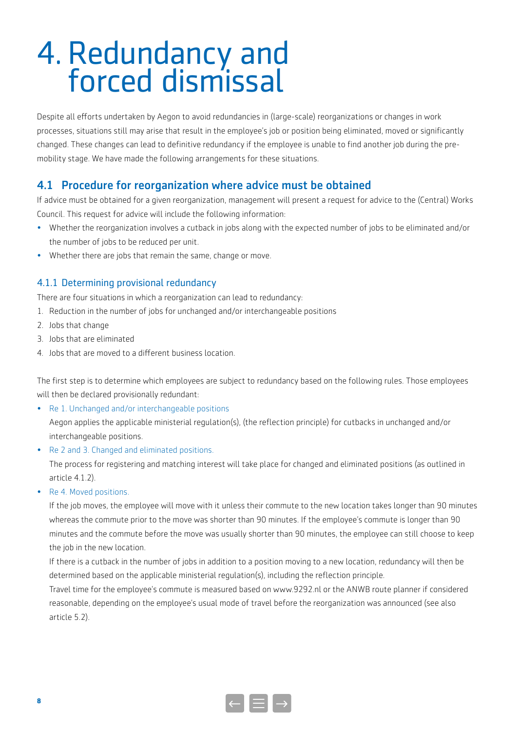# 4. Redundancy and forced dismissal

Despite all efforts undertaken by Aegon to avoid redundancies in (large-scale) reorganizations or changes in work processes, situations still may arise that result in the employee's job or position being eliminated, moved or significantly changed. These changes can lead to definitive redundancy if the employee is unable to find another job during the pre-mobility stage. We have made the following arrangements for these situations.

## 4.1 Procedure for reorganization where advice must be obtained

If advice must be obtained for a given reorganization, management will present a request for advice to the (Central) Works Council. This request for advice will include the following information:

- Whether the reorganization involves a cutback in jobs along with the expected number of jobs to be eliminated and/or the number of jobs to be reduced per unit.
- Whether there are jobs that remain the same, change or move.

### 4.1.1 Determining provisional redundancy

There are four situations in which a reorganization can lead to redundancy:

1. Reduction in the number of jobs for unchanged and/or interchangeable positions
2. Jobs that change
3. Jobs that are eliminated
4. Jobs that are moved to a different business location.

The first step is to determine which employees are subject to redundancy based on the following rules. Those employees will then be declared provisionally redundant:

- Re 1. Unchanged and/or interchangeable positions

  Aegon applies the applicable ministerial regulation(s), (the reflection principle) for cutbacks in unchanged and/or interchangeable positions.
- Re 2 and 3. Changed and eliminated positions.

  The process for registering and matching interest will take place for changed and eliminated positions (as outlined in article 4.1.2).
- Re 4. Moved positions.

  If the job moves, the employee will move with it unless their commute to the new location takes longer than 90 minutes whereas the commute prior to the move was shorter than 90 minutes. If the employee's commute is longer than 90 minutes and the commute before the move was usually shorter than 90 minutes, the employee can still choose to keep the job in the new location.

  If there is a cutback in the number of jobs in addition to a position moving to a new location, redundancy will then be determined based on the applicable ministerial regulation(s), including the reflection principle.

  Travel time for the employee's commute is measured based on www.9292.nl or the ANWB route planner if considered reasonable, depending on the employee's usual mode of travel before the reorganization was announced (see also article 5.2).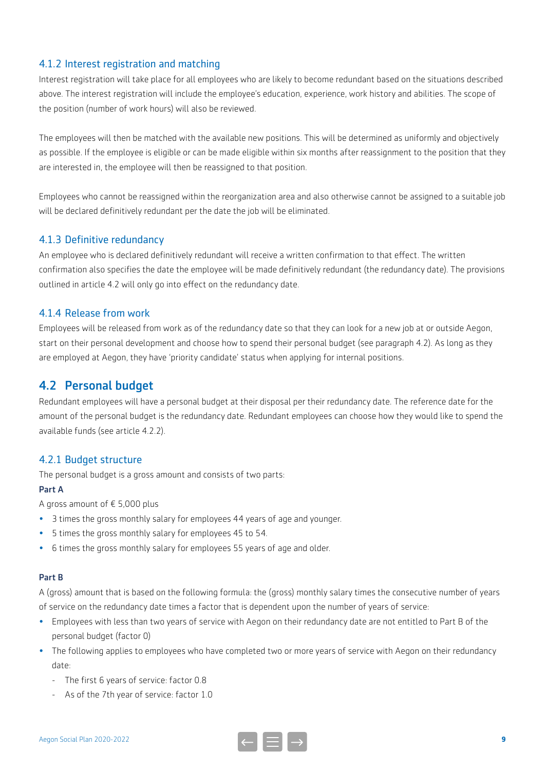### 4.1.2 Interest registration and matching

Interest registration will take place for all employees who are likely to become redundant based on the situations described above. The interest registration will include the employee's education, experience, work history and abilities. The scope of the position (number of work hours) will also be reviewed.

The employees will then be matched with the available new positions. This will be determined as uniformly and objectively as possible. If the employee is eligible or can be made eligible within six months after reassignment to the position that they are interested in, the employee will then be reassigned to that position.

Employees who cannot be reassigned within the reorganization area and also otherwise cannot be assigned to a suitable job will be declared definitively redundant per the date the job will be eliminated.

### 4.1.3 Definitive redundancy

An employee who is declared definitively redundant will receive a written confirmation to that effect. The written confirmation also specifies the date the employee will be made definitively redundant (the redundancy date). The provisions outlined in article 4.2 will only go into effect on the redundancy date.

### 4.1.4 Release from work

Employees will be released from work as of the redundancy date so that they can look for a new job at or outside Aegon, start on their personal development and choose how to spend their personal budget (see paragraph 4.2). As long as they are employed at Aegon, they have 'priority candidate' status when applying for internal positions.

## 4.2 Personal budget

Redundant employees will have a personal budget at their disposal per their redundancy date. The reference date for the amount of the personal budget is the redundancy date. Redundant employees can choose how they would like to spend the available funds (see article 4.2.2).

### 4.2.1 Budget structure

The personal budget is a gross amount and consists of two parts:

**Part A**

A gross amount of € 5,000 plus

- 3 times the gross monthly salary for employees 44 years of age and younger.
- 5 times the gross monthly salary for employees 45 to 54.
- 6 times the gross monthly salary for employees 55 years of age and older.

**Part B**

A (gross) amount that is based on the following formula: the (gross) monthly salary times the consecutive number of years of service on the redundancy date times a factor that is dependent upon the number of years of service:

- Employees with less than two years of service with Aegon on their redundancy date are not entitled to Part B of the personal budget (factor 0)
- The following applies to employees who have completed two or more years of service with Aegon on their redundancy date:
  - The first 6 years of service: factor 0.8
  - As of the 7th year of service: factor 1.0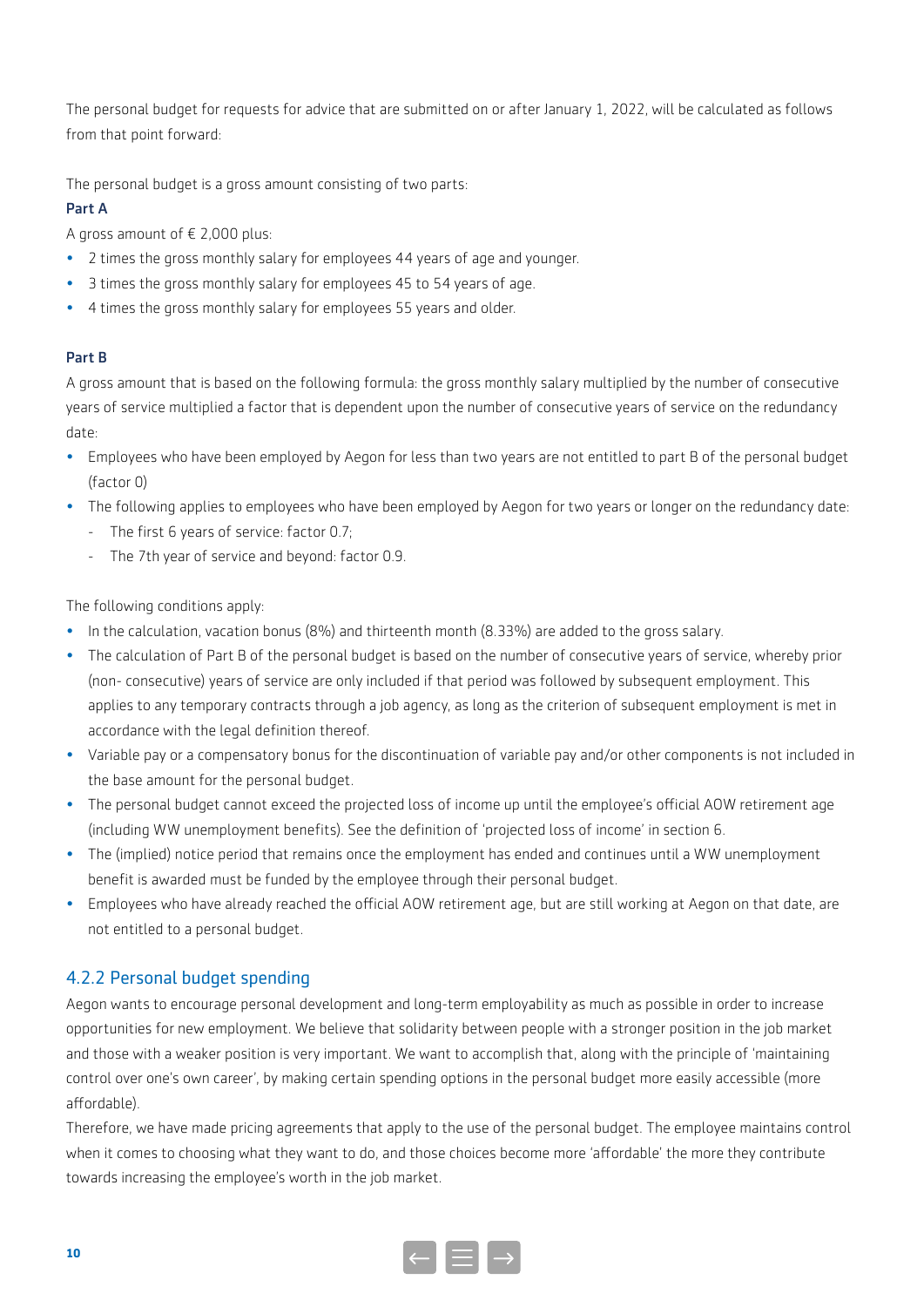The personal budget for requests for advice that are submitted on or after January 1, 2022, will be calculated as follows from that point forward:

The personal budget is a gross amount consisting of two parts:

**Part A**

A gross amount of € 2,000 plus:

- 2 times the gross monthly salary for employees 44 years of age and younger.
- 3 times the gross monthly salary for employees 45 to 54 years of age.
- 4 times the gross monthly salary for employees 55 years and older.

**Part B**

A gross amount that is based on the following formula: the gross monthly salary multiplied by the number of consecutive years of service multiplied a factor that is dependent upon the number of consecutive years of service on the redundancy date:

- Employees who have been employed by Aegon for less than two years are not entitled to part B of the personal budget (factor 0)
- The following applies to employees who have been employed by Aegon for two years or longer on the redundancy date:
  - The first 6 years of service: factor 0.7;
  - The 7th year of service and beyond: factor 0.9.

The following conditions apply:

- In the calculation, vacation bonus (8%) and thirteenth month (8.33%) are added to the gross salary.
- The calculation of Part B of the personal budget is based on the number of consecutive years of service, whereby prior (non- consecutive) years of service are only included if that period was followed by subsequent employment. This applies to any temporary contracts through a job agency, as long as the criterion of subsequent employment is met in accordance with the legal definition thereof.
- Variable pay or a compensatory bonus for the discontinuation of variable pay and/or other components is not included in the base amount for the personal budget.
- The personal budget cannot exceed the projected loss of income up until the employee's official AOW retirement age (including WW unemployment benefits). See the definition of 'projected loss of income' in section 6.
- The (implied) notice period that remains once the employment has ended and continues until a WW unemployment benefit is awarded must be funded by the employee through their personal budget.
- Employees who have already reached the official AOW retirement age, but are still working at Aegon on that date, are not entitled to a personal budget.

### 4.2.2 Personal budget spending

Aegon wants to encourage personal development and long-term employability as much as possible in order to increase opportunities for new employment. We believe that solidarity between people with a stronger position in the job market and those with a weaker position is very important. We want to accomplish that, along with the principle of 'maintaining control over one's own career', by making certain spending options in the personal budget more easily accessible (more affordable).

Therefore, we have made pricing agreements that apply to the use of the personal budget. The employee maintains control when it comes to choosing what they want to do, and those choices become more 'affordable' the more they contribute towards increasing the employee's worth in the job market.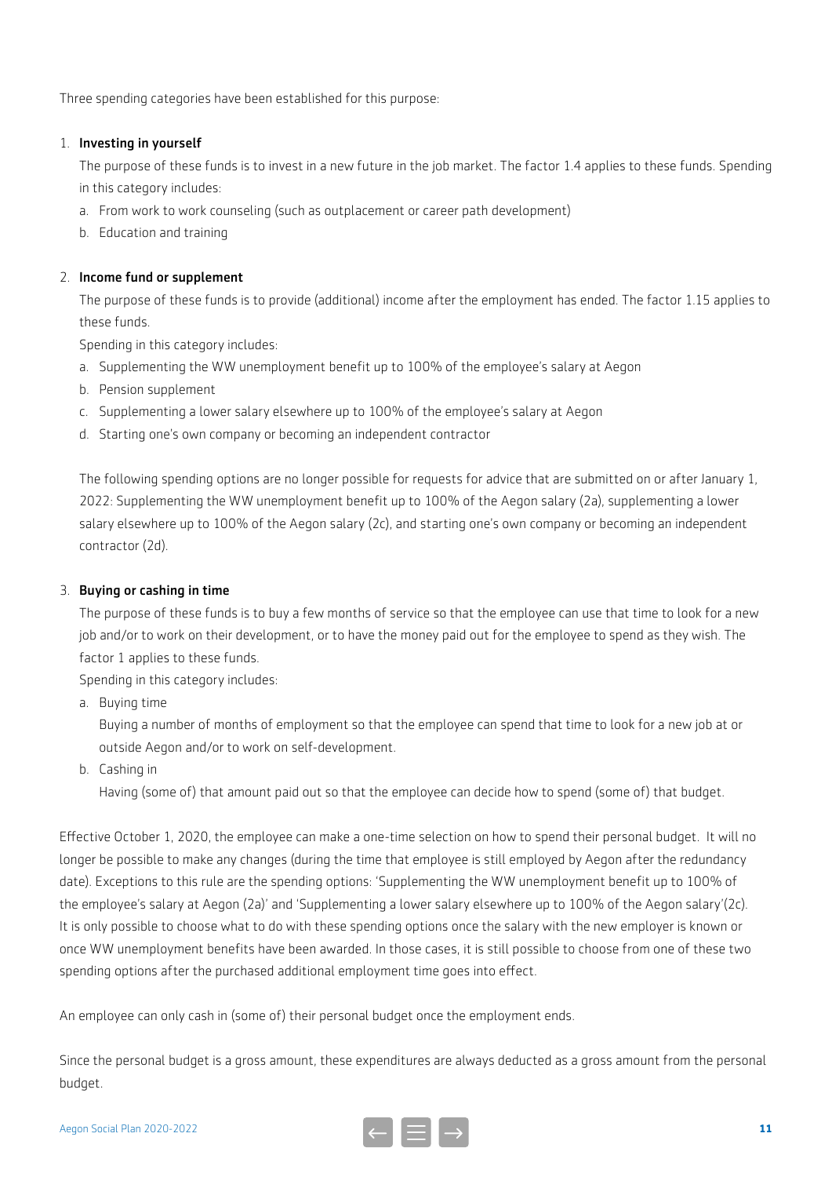Three spending categories have been established for this purpose:

1. **Investing in yourself**

   The purpose of these funds is to invest in a new future in the job market. The factor 1.4 applies to these funds. Spending in this category includes:

   a. From work to work counseling (such as outplacement or career path development)

   b. Education and training

2. **Income fund or supplement**

   The purpose of these funds is to provide (additional) income after the employment has ended. The factor 1.15 applies to these funds.

   Spending in this category includes:

   a. Supplementing the WW unemployment benefit up to 100% of the employee's salary at Aegon

   b. Pension supplement

   c. Supplementing a lower salary elsewhere up to 100% of the employee's salary at Aegon

   d. Starting one's own company or becoming an independent contractor

   The following spending options are no longer possible for requests for advice that are submitted on or after January 1, 2022: Supplementing the WW unemployment benefit up to 100% of the Aegon salary (2a), supplementing a lower salary elsewhere up to 100% of the Aegon salary (2c), and starting one's own company or becoming an independent contractor (2d).

3. **Buying or cashing in time**

   The purpose of these funds is to buy a few months of service so that the employee can use that time to look for a new job and/or to work on their development, or to have the money paid out for the employee to spend as they wish. The factor 1 applies to these funds.

   Spending in this category includes:

   a. Buying time

      Buying a number of months of employment so that the employee can spend that time to look for a new job at or outside Aegon and/or to work on self-development.

   b. Cashing in

      Having (some of) that amount paid out so that the employee can decide how to spend (some of) that budget.

Effective October 1, 2020, the employee can make a one-time selection on how to spend their personal budget. It will no longer be possible to make any changes (during the time that employee is still employed by Aegon after the redundancy date). Exceptions to this rule are the spending options: 'Supplementing the WW unemployment benefit up to 100% of the employee's salary at Aegon (2a)' and 'Supplementing a lower salary elsewhere up to 100% of the Aegon salary'(2c). It is only possible to choose what to do with these spending options once the salary with the new employer is known or once WW unemployment benefits have been awarded. In those cases, it is still possible to choose from one of these two spending options after the purchased additional employment time goes into effect.

An employee can only cash in (some of) their personal budget once the employment ends.

Since the personal budget is a gross amount, these expenditures are always deducted as a gross amount from the personal budget.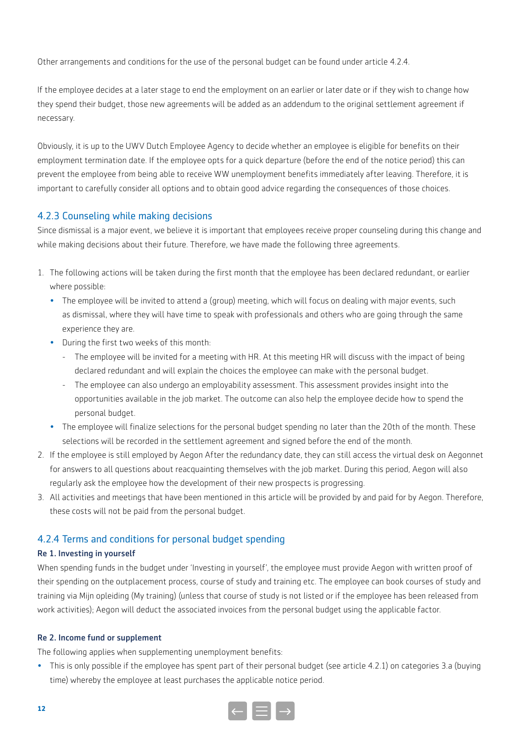Other arrangements and conditions for the use of the personal budget can be found under article 4.2.4.

If the employee decides at a later stage to end the employment on an earlier or later date or if they wish to change how they spend their budget, those new agreements will be added as an addendum to the original settlement agreement if necessary.

Obviously, it is up to the UWV Dutch Employee Agency to decide whether an employee is eligible for benefits on their employment termination date. If the employee opts for a quick departure (before the end of the notice period) this can prevent the employee from being able to receive WW unemployment benefits immediately after leaving. Therefore, it is important to carefully consider all options and to obtain good advice regarding the consequences of those choices.

### 4.2.3 Counseling while making decisions

Since dismissal is a major event, we believe it is important that employees receive proper counseling during this change and while making decisions about their future. Therefore, we have made the following three agreements.

1. The following actions will be taken during the first month that the employee has been declared redundant, or earlier where possible:
   - The employee will be invited to attend a (group) meeting, which will focus on dealing with major events, such as dismissal, where they will have time to speak with professionals and others who are going through the same experience they are.
   - During the first two weeks of this month:
     - The employee will be invited for a meeting with HR. At this meeting HR will discuss with the impact of being declared redundant and will explain the choices the employee can make with the personal budget.
     - The employee can also undergo an employability assessment. This assessment provides insight into the opportunities available in the job market. The outcome can also help the employee decide how to spend the personal budget.
   - The employee will finalize selections for the personal budget spending no later than the 20th of the month. These selections will be recorded in the settlement agreement and signed before the end of the month.
2. If the employee is still employed by Aegon After the redundancy date, they can still access the virtual desk on Aegonnet for answers to all questions about reacquainting themselves with the job market. During this period, Aegon will also regularly ask the employee how the development of their new prospects is progressing.
3. All activities and meetings that have been mentioned in this article will be provided by and paid for by Aegon. Therefore, these costs will not be paid from the personal budget.

### 4.2.4 Terms and conditions for personal budget spending

**Re 1. Investing in yourself**

When spending funds in the budget under 'Investing in yourself', the employee must provide Aegon with written proof of their spending on the outplacement process, course of study and training etc. The employee can book courses of study and training via Mijn opleiding (My training) (unless that course of study is not listed or if the employee has been released from work activities); Aegon will deduct the associated invoices from the personal budget using the applicable factor.

**Re 2. Income fund or supplement**

The following applies when supplementing unemployment benefits:

- This is only possible if the employee has spent part of their personal budget (see article 4.2.1) on categories 3.a (buying time) whereby the employee at least purchases the applicable notice period.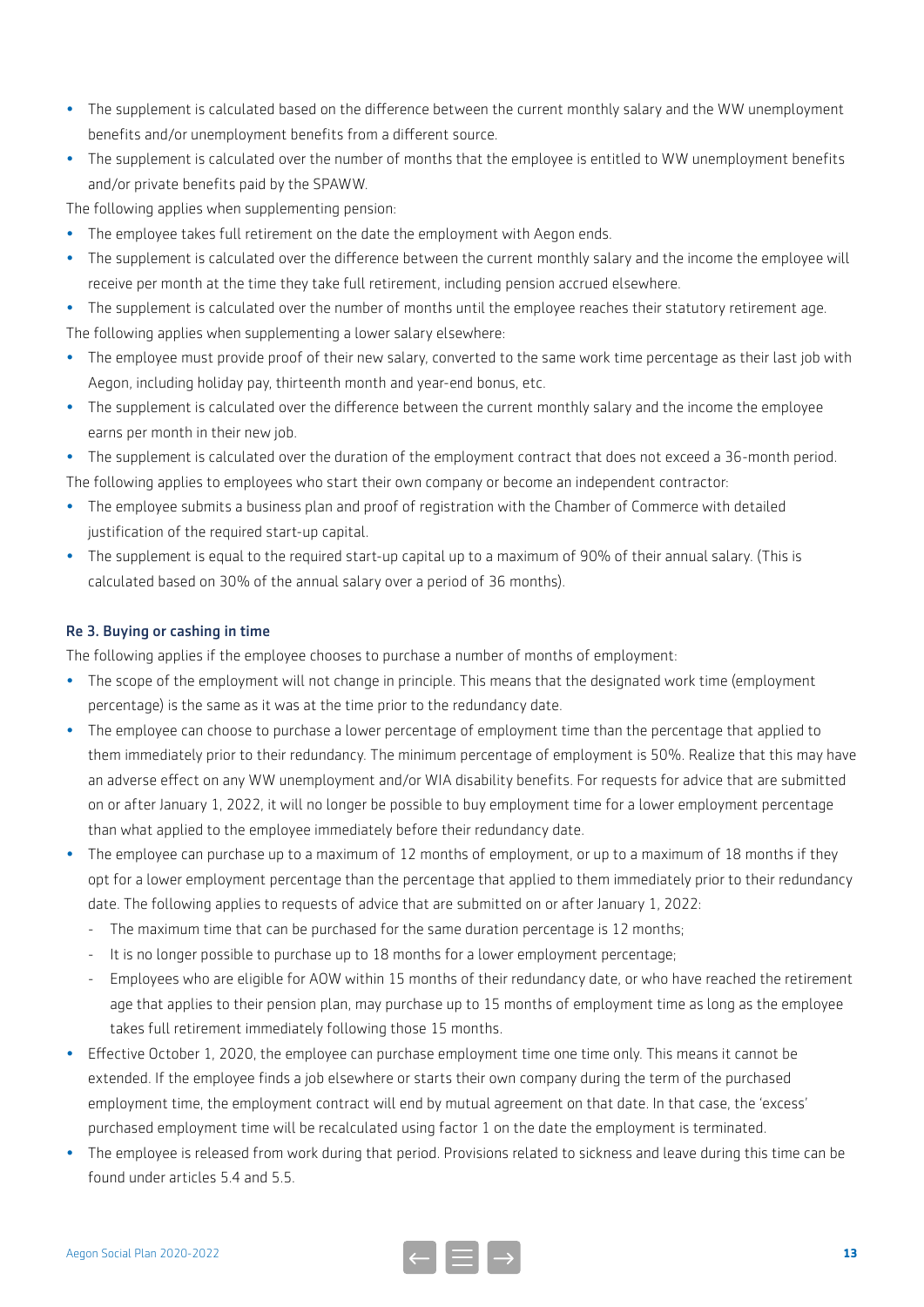- The supplement is calculated based on the difference between the current monthly salary and the WW unemployment benefits and/or unemployment benefits from a different source.
- The supplement is calculated over the number of months that the employee is entitled to WW unemployment benefits and/or private benefits paid by the SPAWW.

The following applies when supplementing pension:

- The employee takes full retirement on the date the employment with Aegon ends.
- The supplement is calculated over the difference between the current monthly salary and the income the employee will receive per month at the time they take full retirement, including pension accrued elsewhere.
- The supplement is calculated over the number of months until the employee reaches their statutory retirement age.

The following applies when supplementing a lower salary elsewhere:

- The employee must provide proof of their new salary, converted to the same work time percentage as their last job with Aegon, including holiday pay, thirteenth month and year-end bonus, etc.
- The supplement is calculated over the difference between the current monthly salary and the income the employee earns per month in their new job.
- The supplement is calculated over the duration of the employment contract that does not exceed a 36-month period.

The following applies to employees who start their own company or become an independent contractor:

- The employee submits a business plan and proof of registration with the Chamber of Commerce with detailed justification of the required start-up capital.
- The supplement is equal to the required start-up capital up to a maximum of 90% of their annual salary. (This is calculated based on 30% of the annual salary over a period of 36 months).

### Re 3. Buying or cashing in time

The following applies if the employee chooses to purchase a number of months of employment:

- The scope of the employment will not change in principle. This means that the designated work time (employment percentage) is the same as it was at the time prior to the redundancy date.
- The employee can choose to purchase a lower percentage of employment time than the percentage that applied to them immediately prior to their redundancy. The minimum percentage of employment is 50%. Realize that this may have an adverse effect on any WW unemployment and/or WIA disability benefits. For requests for advice that are submitted on or after January 1, 2022, it will no longer be possible to buy employment time for a lower employment percentage than what applied to the employee immediately before their redundancy date.
- The employee can purchase up to a maximum of 12 months of employment, or up to a maximum of 18 months if they opt for a lower employment percentage than the percentage that applied to them immediately prior to their redundancy date. The following applies to requests of advice that are submitted on or after January 1, 2022:
  - The maximum time that can be purchased for the same duration percentage is 12 months;
  - It is no longer possible to purchase up to 18 months for a lower employment percentage;
  - Employees who are eligible for AOW within 15 months of their redundancy date, or who have reached the retirement age that applies to their pension plan, may purchase up to 15 months of employment time as long as the employee takes full retirement immediately following those 15 months.
- Effective October 1, 2020, the employee can purchase employment time one time only. This means it cannot be extended. If the employee finds a job elsewhere or starts their own company during the term of the purchased employment time, the employment contract will end by mutual agreement on that date. In that case, the 'excess' purchased employment time will be recalculated using factor 1 on the date the employment is terminated.
- The employee is released from work during that period. Provisions related to sickness and leave during this time can be found under articles 5.4 and 5.5.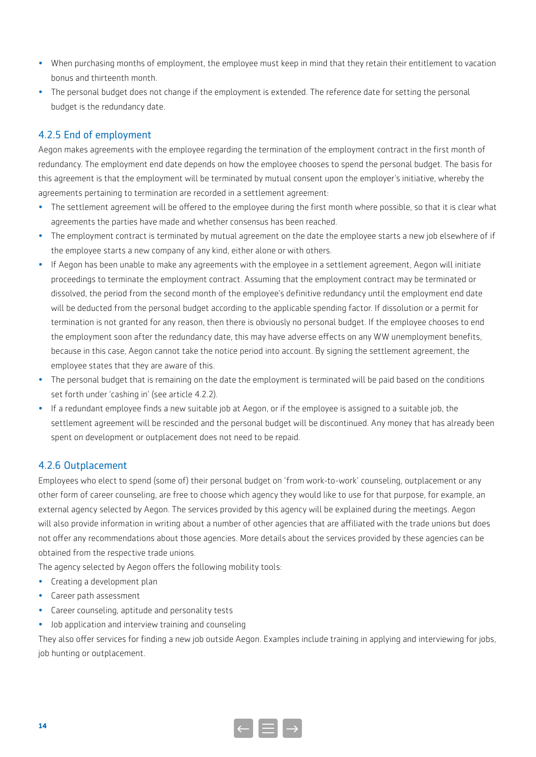- When purchasing months of employment, the employee must keep in mind that they retain their entitlement to vacation bonus and thirteenth month.
- The personal budget does not change if the employment is extended. The reference date for setting the personal budget is the redundancy date.

### 4.2.5 End of employment

Aegon makes agreements with the employee regarding the termination of the employment contract in the first month of redundancy. The employment end date depends on how the employee chooses to spend the personal budget. The basis for this agreement is that the employment will be terminated by mutual consent upon the employer's initiative, whereby the agreements pertaining to termination are recorded in a settlement agreement:

- The settlement agreement will be offered to the employee during the first month where possible, so that it is clear what agreements the parties have made and whether consensus has been reached.
- The employment contract is terminated by mutual agreement on the date the employee starts a new job elsewhere of if the employee starts a new company of any kind, either alone or with others.
- If Aegon has been unable to make any agreements with the employee in a settlement agreement, Aegon will initiate proceedings to terminate the employment contract. Assuming that the employment contract may be terminated or dissolved, the period from the second month of the employee's definitive redundancy until the employment end date will be deducted from the personal budget according to the applicable spending factor. If dissolution or a permit for termination is not granted for any reason, then there is obviously no personal budget. If the employee chooses to end the employment soon after the redundancy date, this may have adverse effects on any WW unemployment benefits, because in this case, Aegon cannot take the notice period into account. By signing the settlement agreement, the employee states that they are aware of this.
- The personal budget that is remaining on the date the employment is terminated will be paid based on the conditions set forth under 'cashing in' (see article 4.2.2).
- If a redundant employee finds a new suitable job at Aegon, or if the employee is assigned to a suitable job, the settlement agreement will be rescinded and the personal budget will be discontinued. Any money that has already been spent on development or outplacement does not need to be repaid.

### 4.2.6 Outplacement

Employees who elect to spend (some of) their personal budget on 'from work-to-work' counseling, outplacement or any other form of career counseling, are free to choose which agency they would like to use for that purpose, for example, an external agency selected by Aegon. The services provided by this agency will be explained during the meetings. Aegon will also provide information in writing about a number of other agencies that are affiliated with the trade unions but does not offer any recommendations about those agencies. More details about the services provided by these agencies can be obtained from the respective trade unions.

The agency selected by Aegon offers the following mobility tools:

- Creating a development plan
- Career path assessment
- Career counseling, aptitude and personality tests
- Job application and interview training and counseling

They also offer services for finding a new job outside Aegon. Examples include training in applying and interviewing for jobs, job hunting or outplacement.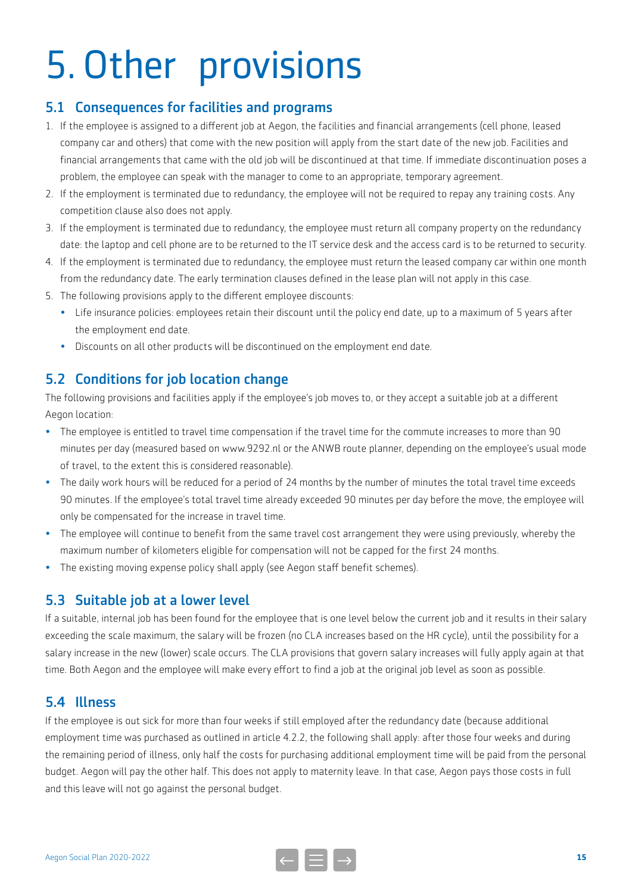# 5. Other provisions

## 5.1 Consequences for facilities and programs

1. If the employee is assigned to a different job at Aegon, the facilities and financial arrangements (cell phone, leased company car and others) that come with the new position will apply from the start date of the new job. Facilities and financial arrangements that came with the old job will be discontinued at that time. If immediate discontinuation poses a problem, the employee can speak with the manager to come to an appropriate, temporary agreement.
2. If the employment is terminated due to redundancy, the employee will not be required to repay any training costs. Any competition clause also does not apply.
3. If the employment is terminated due to redundancy, the employee must return all company property on the redundancy date: the laptop and cell phone are to be returned to the IT service desk and the access card is to be returned to security.
4. If the employment is terminated due to redundancy, the employee must return the leased company car within one month from the redundancy date. The early termination clauses defined in the lease plan will not apply in this case.
5. The following provisions apply to the different employee discounts:
   - Life insurance policies: employees retain their discount until the policy end date, up to a maximum of 5 years after the employment end date.
   - Discounts on all other products will be discontinued on the employment end date.

## 5.2 Conditions for job location change

The following provisions and facilities apply if the employee's job moves to, or they accept a suitable job at a different Aegon location:

- The employee is entitled to travel time compensation if the travel time for the commute increases to more than 90 minutes per day (measured based on www.9292.nl or the ANWB route planner, depending on the employee's usual mode of travel, to the extent this is considered reasonable).
- The daily work hours will be reduced for a period of 24 months by the number of minutes the total travel time exceeds 90 minutes. If the employee's total travel time already exceeded 90 minutes per day before the move, the employee will only be compensated for the increase in travel time.
- The employee will continue to benefit from the same travel cost arrangement they were using previously, whereby the maximum number of kilometers eligible for compensation will not be capped for the first 24 months.
- The existing moving expense policy shall apply (see Aegon staff benefit schemes).

## 5.3 Suitable job at a lower level

If a suitable, internal job has been found for the employee that is one level below the current job and it results in their salary exceeding the scale maximum, the salary will be frozen (no CLA increases based on the HR cycle), until the possibility for a salary increase in the new (lower) scale occurs. The CLA provisions that govern salary increases will fully apply again at that time. Both Aegon and the employee will make every effort to find a job at the original job level as soon as possible.

## 5.4 Illness

If the employee is out sick for more than four weeks if still employed after the redundancy date (because additional employment time was purchased as outlined in article 4.2.2, the following shall apply: after those four weeks and during the remaining period of illness, only half the costs for purchasing additional employment time will be paid from the personal budget. Aegon will pay the other half. This does not apply to maternity leave. In that case, Aegon pays those costs in full and this leave will not go against the personal budget.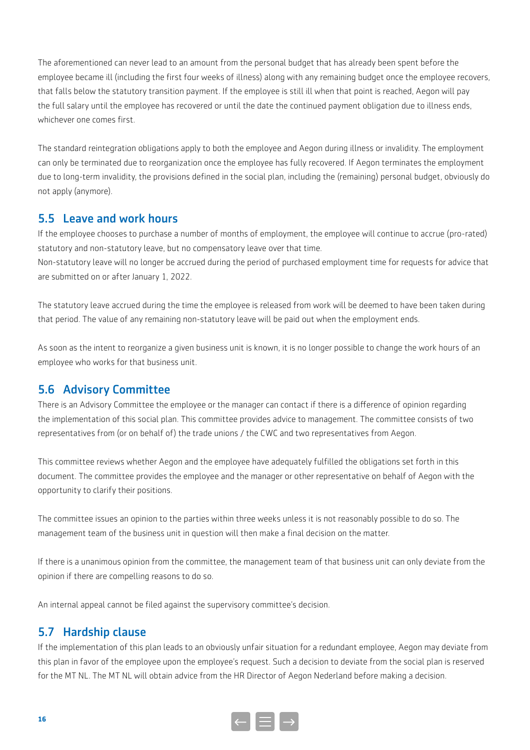The aforementioned can never lead to an amount from the personal budget that has already been spent before the employee became ill (including the first four weeks of illness) along with any remaining budget once the employee recovers, that falls below the statutory transition payment. If the employee is still ill when that point is reached, Aegon will pay the full salary until the employee has recovered or until the date the continued payment obligation due to illness ends, whichever one comes first.

The standard reintegration obligations apply to both the employee and Aegon during illness or invalidity. The employment can only be terminated due to reorganization once the employee has fully recovered. If Aegon terminates the employment due to long-term invalidity, the provisions defined in the social plan, including the (remaining) personal budget, obviously do not apply (anymore).

## 5.5 Leave and work hours

If the employee chooses to purchase a number of months of employment, the employee will continue to accrue (pro-rated) statutory and non-statutory leave, but no compensatory leave over that time.
Non-statutory leave will no longer be accrued during the period of purchased employment time for requests for advice that are submitted on or after January 1, 2022.

The statutory leave accrued during the time the employee is released from work will be deemed to have been taken during that period. The value of any remaining non-statutory leave will be paid out when the employment ends.

As soon as the intent to reorganize a given business unit is known, it is no longer possible to change the work hours of an employee who works for that business unit.

## 5.6 Advisory Committee

There is an Advisory Committee the employee or the manager can contact if there is a difference of opinion regarding the implementation of this social plan. This committee provides advice to management. The committee consists of two representatives from (or on behalf of) the trade unions / the CWC and two representatives from Aegon.

This committee reviews whether Aegon and the employee have adequately fulfilled the obligations set forth in this document. The committee provides the employee and the manager or other representative on behalf of Aegon with the opportunity to clarify their positions.

The committee issues an opinion to the parties within three weeks unless it is not reasonably possible to do so. The management team of the business unit in question will then make a final decision on the matter.

If there is a unanimous opinion from the committee, the management team of that business unit can only deviate from the opinion if there are compelling reasons to do so.

An internal appeal cannot be filed against the supervisory committee's decision.

## 5.7 Hardship clause

If the implementation of this plan leads to an obviously unfair situation for a redundant employee, Aegon may deviate from this plan in favor of the employee upon the employee's request. Such a decision to deviate from the social plan is reserved for the MT NL. The MT NL will obtain advice from the HR Director of Aegon Nederland before making a decision.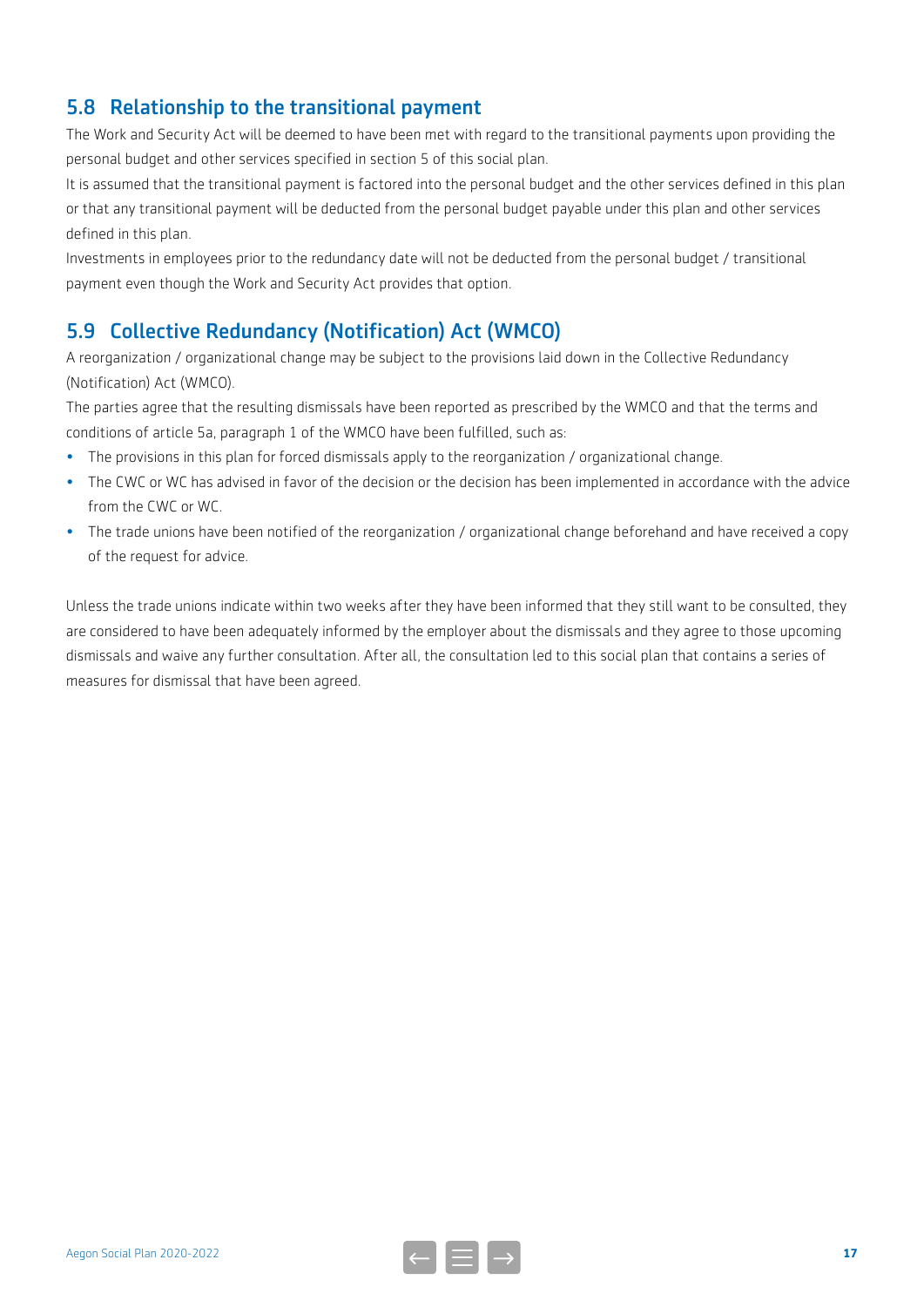## 5.8 Relationship to the transitional payment

The Work and Security Act will be deemed to have been met with regard to the transitional payments upon providing the personal budget and other services specified in section 5 of this social plan.

It is assumed that the transitional payment is factored into the personal budget and the other services defined in this plan or that any transitional payment will be deducted from the personal budget payable under this plan and other services defined in this plan.

Investments in employees prior to the redundancy date will not be deducted from the personal budget / transitional payment even though the Work and Security Act provides that option.

## 5.9 Collective Redundancy (Notification) Act (WMCO)

A reorganization / organizational change may be subject to the provisions laid down in the Collective Redundancy (Notification) Act (WMCO).

The parties agree that the resulting dismissals have been reported as prescribed by the WMCO and that the terms and conditions of article 5a, paragraph 1 of the WMCO have been fulfilled, such as:

- The provisions in this plan for forced dismissals apply to the reorganization / organizational change.
- The CWC or WC has advised in favor of the decision or the decision has been implemented in accordance with the advice from the CWC or WC.
- The trade unions have been notified of the reorganization / organizational change beforehand and have received a copy of the request for advice.

Unless the trade unions indicate within two weeks after they have been informed that they still want to be consulted, they are considered to have been adequately informed by the employer about the dismissals and they agree to those upcoming dismissals and waive any further consultation. After all, the consultation led to this social plan that contains a series of measures for dismissal that have been agreed.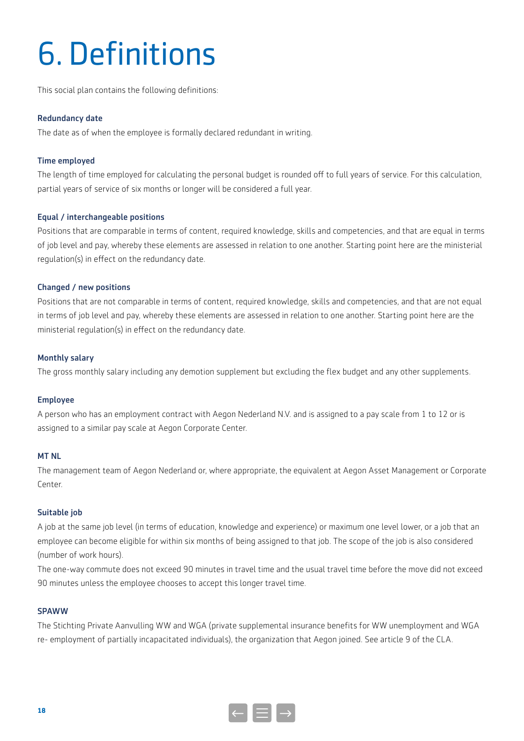# 6. Definitions

This social plan contains the following definitions:

**Redundancy date**

The date as of when the employee is formally declared redundant in writing.

**Time employed**

The length of time employed for calculating the personal budget is rounded off to full years of service. For this calculation, partial years of service of six months or longer will be considered a full year.

**Equal / interchangeable positions**

Positions that are comparable in terms of content, required knowledge, skills and competencies, and that are equal in terms of job level and pay, whereby these elements are assessed in relation to one another. Starting point here are the ministerial regulation(s) in effect on the redundancy date.

**Changed / new positions**

Positions that are not comparable in terms of content, required knowledge, skills and competencies, and that are not equal in terms of job level and pay, whereby these elements are assessed in relation to one another. Starting point here are the ministerial regulation(s) in effect on the redundancy date.

**Monthly salary**

The gross monthly salary including any demotion supplement but excluding the flex budget and any other supplements.

**Employee**

A person who has an employment contract with Aegon Nederland N.V. and is assigned to a pay scale from 1 to 12 or is assigned to a similar pay scale at Aegon Corporate Center.

**MT NL**

The management team of Aegon Nederland or, where appropriate, the equivalent at Aegon Asset Management or Corporate Center.

**Suitable job**

A job at the same job level (in terms of education, knowledge and experience) or maximum one level lower, or a job that an employee can become eligible for within six months of being assigned to that job. The scope of the job is also considered (number of work hours).

The one-way commute does not exceed 90 minutes in travel time and the usual travel time before the move did not exceed 90 minutes unless the employee chooses to accept this longer travel time.

**SPAWW**

The Stichting Private Aanvulling WW and WGA (private supplemental insurance benefits for WW unemployment and WGA re- employment of partially incapacitated individuals), the organization that Aegon joined. See article 9 of the CLA.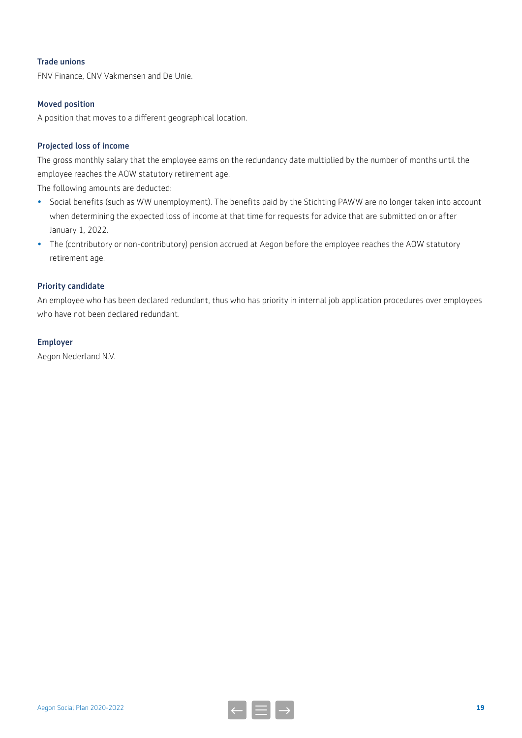#### Trade unions

FNV Finance, CNV Vakmensen and De Unie.

#### Moved position

A position that moves to a different geographical location.

#### Projected loss of income

The gross monthly salary that the employee earns on the redundancy date multiplied by the number of months until the employee reaches the AOW statutory retirement age.

The following amounts are deducted:

- Social benefits (such as WW unemployment). The benefits paid by the Stichting PAWW are no longer taken into account when determining the expected loss of income at that time for requests for advice that are submitted on or after January 1, 2022.
- The (contributory or non-contributory) pension accrued at Aegon before the employee reaches the AOW statutory retirement age.

#### Priority candidate

An employee who has been declared redundant, thus who has priority in internal job application procedures over employees who have not been declared redundant.

#### Employer

Aegon Nederland N.V.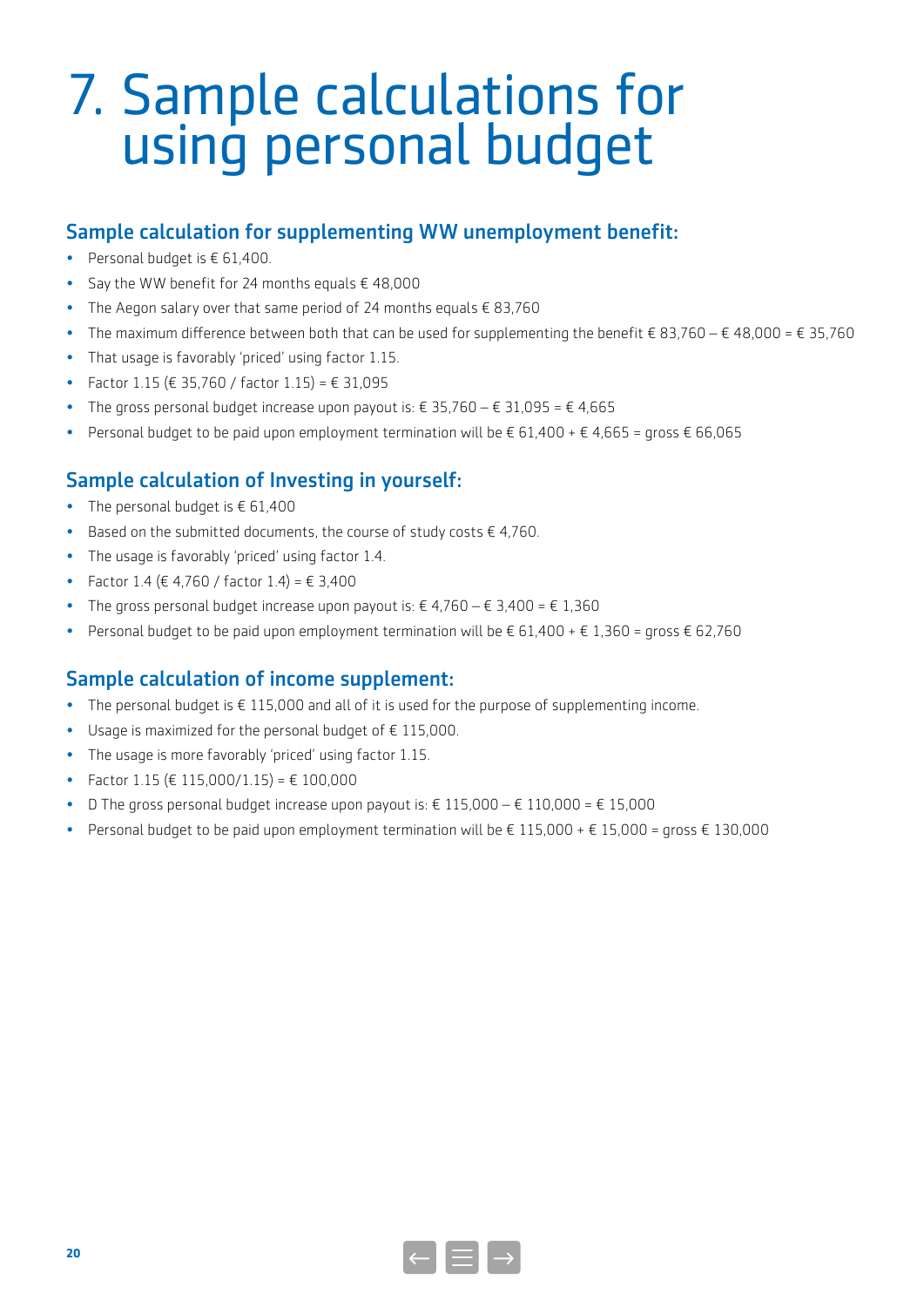# 7. Sample calculations for using personal budget

## Sample calculation for supplementing WW unemployment benefit:

- Personal budget is € 61,400.
- Say the WW benefit for 24 months equals € 48,000
- The Aegon salary over that same period of 24 months equals € 83,760
- The maximum difference between both that can be used for supplementing the benefit € 83,760 – € 48,000 = € 35,760
- That usage is favorably 'priced' using factor 1.15.
- Factor 1.15 (€ 35,760 / factor 1.15) = € 31,095
- The gross personal budget increase upon payout is: € 35,760 – € 31,095 = € 4,665
- Personal budget to be paid upon employment termination will be € 61,400 + € 4,665 = gross € 66,065

## Sample calculation of Investing in yourself:

- The personal budget is € 61,400
- Based on the submitted documents, the course of study costs € 4,760.
- The usage is favorably 'priced' using factor 1.4.
- Factor 1.4 (€ 4,760 / factor 1.4) = € 3,400
- The gross personal budget increase upon payout is: € 4,760 – € 3,400 = € 1,360
- Personal budget to be paid upon employment termination will be € 61,400 + € 1,360 = gross € 62,760

## Sample calculation of income supplement:

- The personal budget is € 115,000 and all of it is used for the purpose of supplementing income.
- Usage is maximized for the personal budget of € 115,000.
- The usage is more favorably 'priced' using factor 1.15.
- Factor 1.15 (€ 115,000/1.15) = € 100,000
- D The gross personal budget increase upon payout is: € 115,000 – € 110,000 = € 15,000
- Personal budget to be paid upon employment termination will be € 115,000 + € 15,000 = gross € 130,000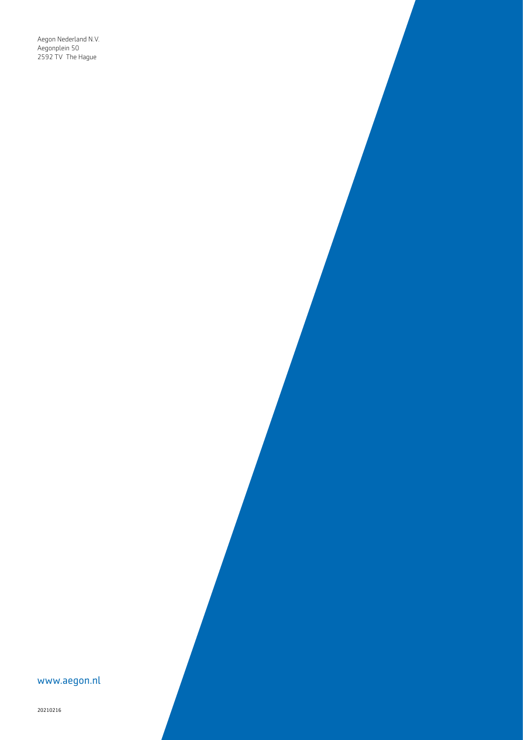Aegon Nederland N.V.
Aegonplein 50
2592 TV The Hague

www.aegon.nl

20210216